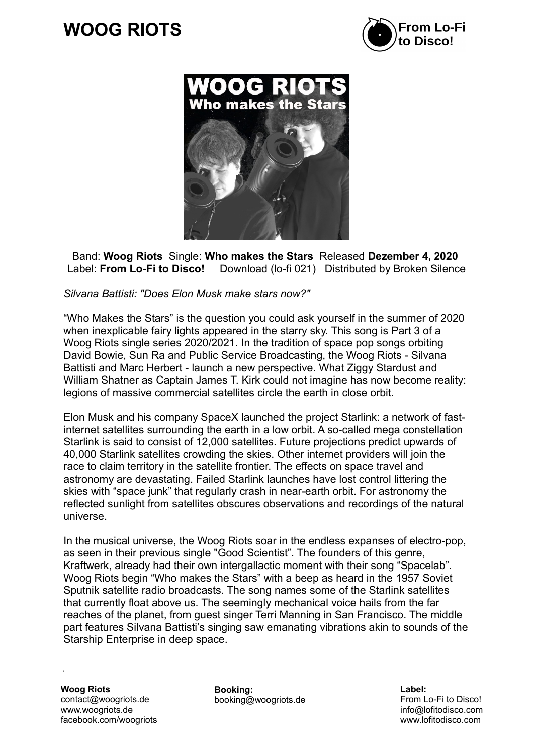# WOOG RIOTS

Band: **Woog Riots** Single: **Who makes the Stars** Released **Dezember 4, 2020**
Label: **From Lo-Fi to Disco!** Download (lo-fi 021) Distributed by Broken Silence

*Silvana Battisti: "Does Elon Musk make stars now?"*

“Who Makes the Stars” is the question you could ask yourself in the summer of 2020 when inexplicable fairy lights appeared in the starry sky. This song is Part 3 of a Woog Riots single series 2020/2021. In the tradition of space pop songs orbiting David Bowie, Sun Ra and Public Service Broadcasting, the Woog Riots - Silvana Battisti and Marc Herbert - launch a new perspective. What Ziggy Stardust and William Shatner as Captain James T. Kirk could not imagine has now become reality: legions of massive commercial satellites circle the earth in close orbit.

Elon Musk and his company SpaceX launched the project Starlink: a network of fast-internet satellites surrounding the earth in a low orbit. A so-called mega constellation Starlink is said to consist of 12,000 satellites. Future projections predict upwards of 40,000 Starlink satellites crowding the skies. Other internet providers will join the race to claim territory in the satellite frontier. The effects on space travel and astronomy are devastating. Failed Starlink launches have lost control littering the skies with “space junk” that regularly crash in near-earth orbit. For astronomy the reflected sunlight from satellites obscures observations and recordings of the natural universe.

In the musical universe, the Woog Riots soar in the endless expanses of electro-pop, as seen in their previous single "Good Scientist”. The founders of this genre, Kraftwerk, already had their own intergallactic moment with their song “Spacelab”. Woog Riots begin “Who makes the Stars” with a beep as heard in the 1957 Soviet Sputnik satellite radio broadcasts. The song names some of the Starlink satellites that currently float above us. The seemingly mechanical voice hails from the far reaches of the planet, from guest singer Terri Manning in San Francisco. The middle part features Silvana Battisti’s singing saw emanating vibrations akin to sounds of the Starship Enterprise in deep space.

**Woog Riots**
contact@woogriots.de
www.woogriots.de
facebook.com/woogriots

**Booking:**
booking@woogriots.de

**Label:**
From Lo-Fi to Disco!
info@lofitodisco.com
www.lofitodisco.com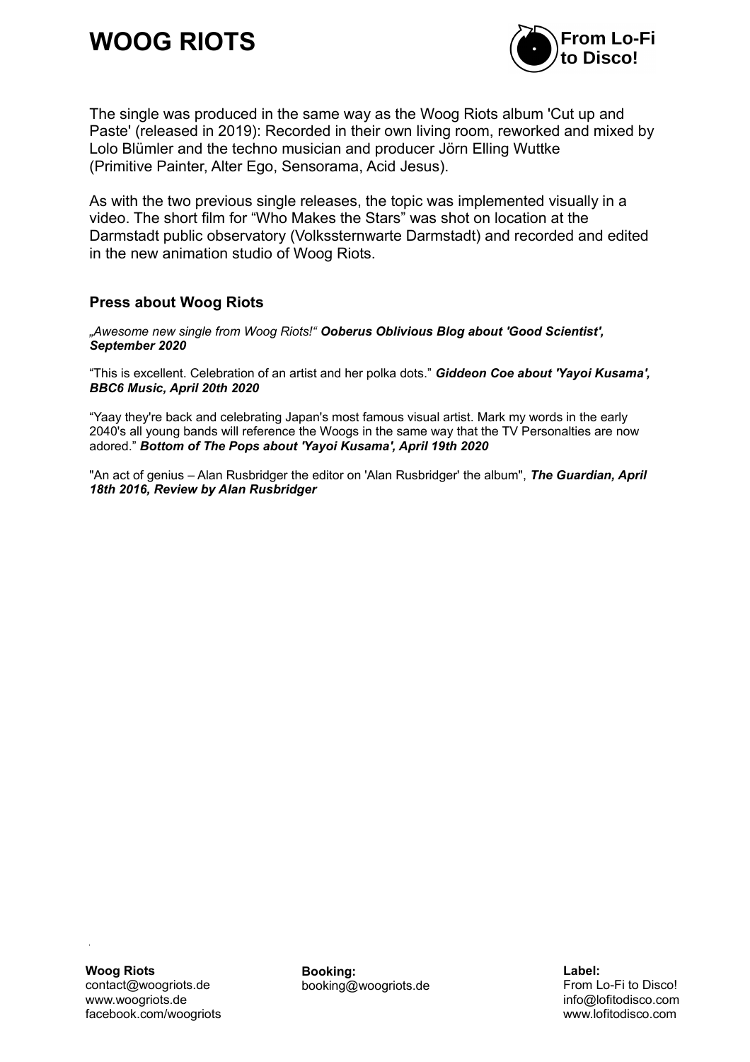The single was produced in the same way as the Woog Riots album 'Cut up and Paste' (released in 2019): Recorded in their own living room, reworked and mixed by Lolo Blümler and the techno musician and producer Jörn Elling Wuttke (Primitive Painter, Alter Ego, Sensorama, Acid Jesus).

As with the two previous single releases, the topic was implemented visually in a video. The short film for “Who Makes the Stars” was shot on location at the Darmstadt public observatory (Volkssternwarte Darmstadt) and recorded and edited in the new animation studio of Woog Riots.

### Press about Woog Riots

*„Awesome new single from Woog Riots!“* ***Ooberus Oblivious Blog about 'Good Scientist', September 2020***

“This is excellent. Celebration of an artist and her polka dots.” ***Giddeon Coe about 'Yayoi Kusama', BBC6 Music, April 20th 2020***

“Yaay they're back and celebrating Japan's most famous visual artist. Mark my words in the early 2040's all young bands will reference the Woogs in the same way that the TV Personalties are now adored.” ***Bottom of The Pops about 'Yayoi Kusama', April 19th 2020***

"An act of genius – Alan Rusbridger the editor on 'Alan Rusbridger' the album", ***The Guardian, April 18th 2016, Review by Alan Rusbridger***

**Woog Riots**
contact@woogriots.de
www.woogriots.de
facebook.com/woogriots

**Booking:**
booking@woogriots.de

**Label:**
From Lo-Fi to Disco!
info@lofitodisco.com
www.lofitodisco.com